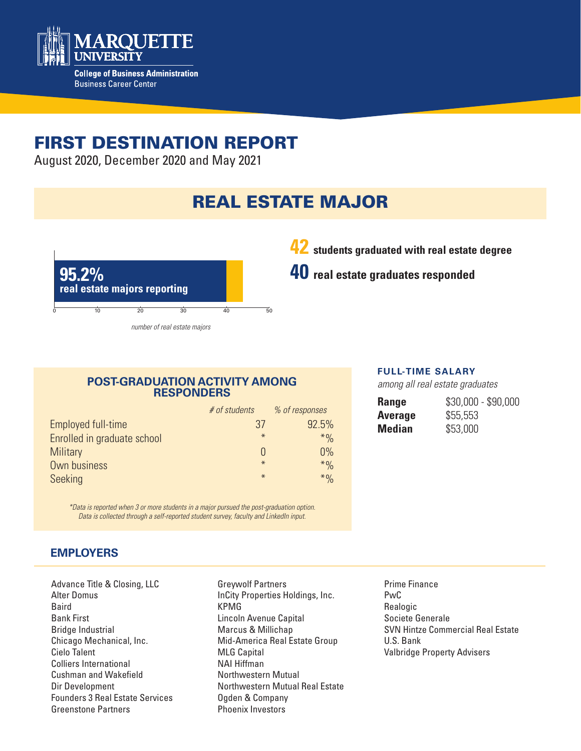MARQUETTE UNIVERSITY

College of Business Administration
Business Career Center

# FIRST DESTINATION REPORT

August 2020, December 2020 and May 2021

## REAL ESTATE MAJOR

**95.2%**
**real estate majors reporting**

0 10 20 30 40 50

*number of real estate majors*

**42** students graduated with real estate degree

**40** real estate graduates responded

### POST-GRADUATION ACTIVITY AMONG RESPONDERS

| | *# of students* | *% of responses* |
|---|---|---|
| Employed full-time | 37 | 92.5% |
| Enrolled in graduate school | * | *% |
| Military | 0 | 0% |
| Own business | * | *% |
| Seeking | * | *% |

*\*Data is reported when 3 or more students in a major pursued the post-graduation option. Data is collected through a self-reported student survey, faculty and LinkedIn input.*

### FULL-TIME SALARY

*among all real estate graduates*

| | |
|---|---|
| **Range** | $30,000 - $90,000 |
| **Average** | $55,553 |
| **Median** | $53,000 |

### EMPLOYERS

Advance Title & Closing, LLC
Alter Domus
Baird
Bank First
Bridge Industrial
Chicago Mechanical, Inc.
Cielo Talent
Colliers International
Cushman and Wakefield
Dir Development
Founders 3 Real Estate Services
Greenstone Partners
Greywolf Partners
InCity Properties Holdings, Inc.
KPMG
Lincoln Avenue Capital
Marcus & Millichap
Mid-America Real Estate Group
MLG Capital
NAI Hiffman
Northwestern Mutual
Northwestern Mutual Real Estate
Ogden & Company
Phoenix Investors
Prime Finance
PwC
Realogic
Societe Generale
SVN Hintze Commercial Real Estate
U.S. Bank
Valbridge Property Advisers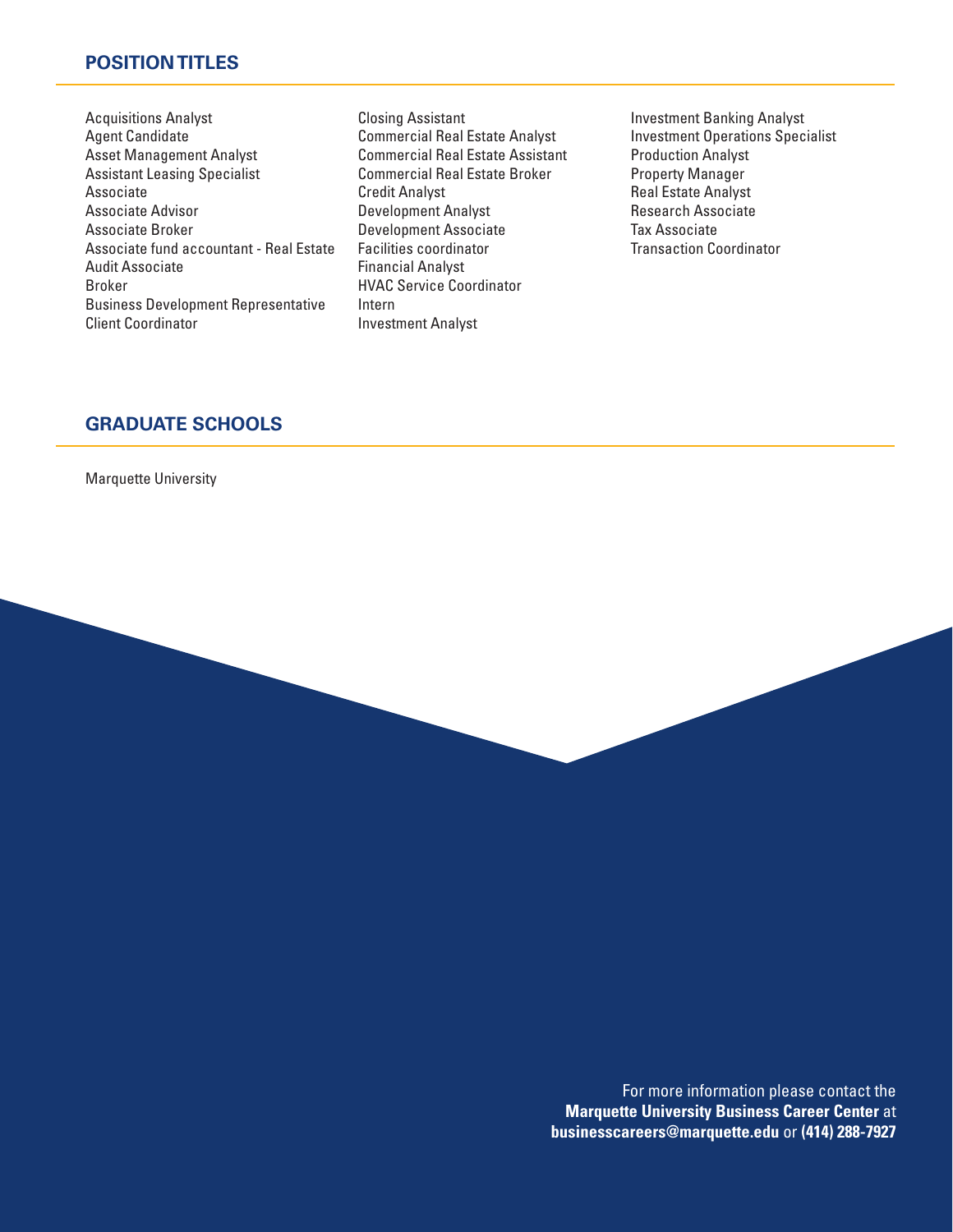## POSITION TITLES

- Acquisitions Analyst
- Agent Candidate
- Asset Management Analyst
- Assistant Leasing Specialist
- Associate
- Associate Advisor
- Associate Broker
- Associate fund accountant - Real Estate
- Audit Associate
- Broker
- Business Development Representative
- Client Coordinator
- Closing Assistant
- Commercial Real Estate Analyst
- Commercial Real Estate Assistant
- Commercial Real Estate Broker
- Credit Analyst
- Development Analyst
- Development Associate
- Facilities coordinator
- Financial Analyst
- HVAC Service Coordinator
- Intern
- Investment Analyst
- Investment Banking Analyst
- Investment Operations Specialist
- Production Analyst
- Property Manager
- Real Estate Analyst
- Research Associate
- Tax Associate
- Transaction Coordinator

## GRADUATE SCHOOLS

Marquette University

For more information please contact the **Marquette University Business Career Center** at **businesscareers@marquette.edu** or **(414) 288-7927**